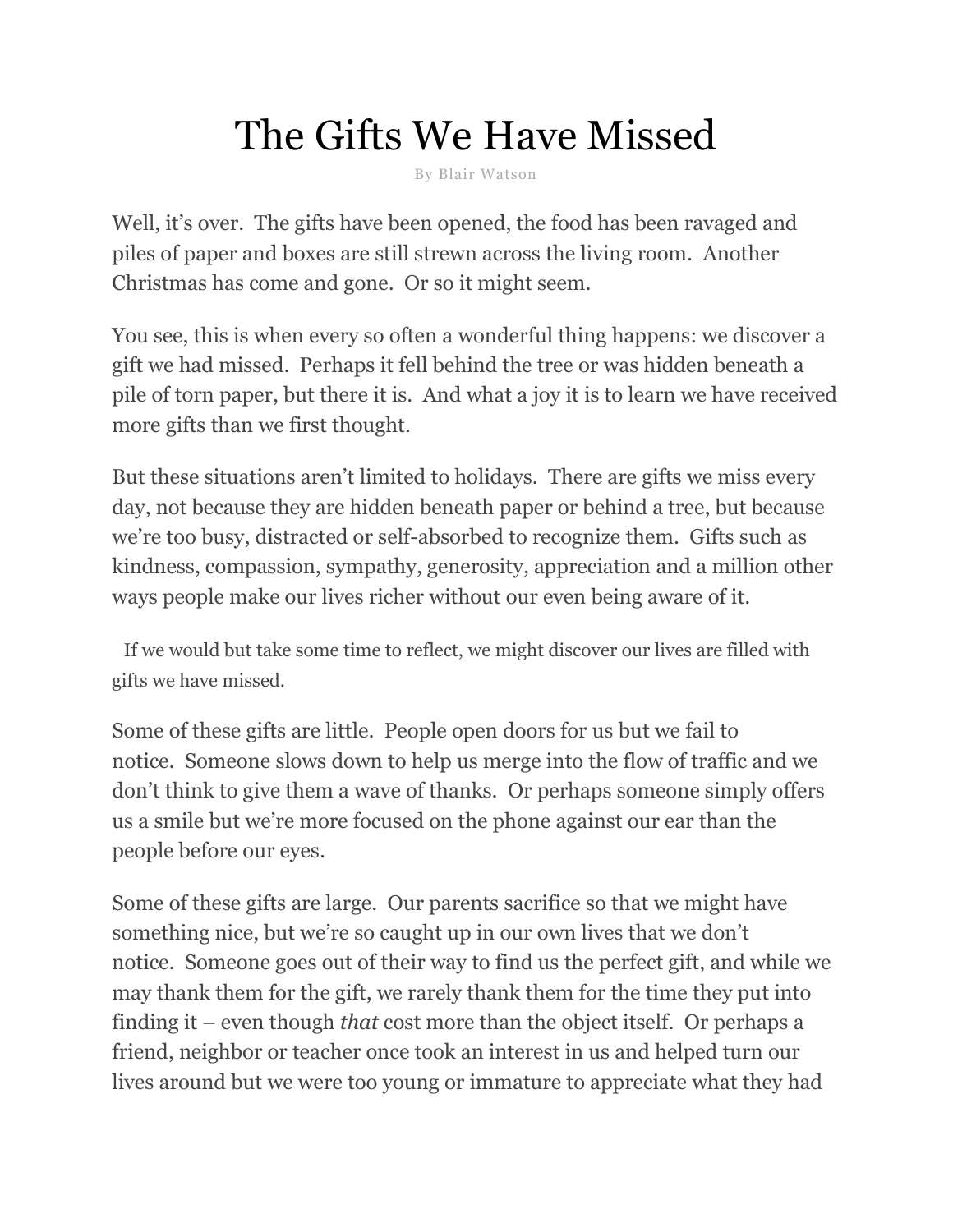# The Gifts We Have Missed

By Blair Watson

Well, it's over. The gifts have been opened, the food has been ravaged and piles of paper and boxes are still strewn across the living room. Another Christmas has come and gone. Or so it might seem.

You see, this is when every so often a wonderful thing happens: we discover a gift we had missed. Perhaps it fell behind the tree or was hidden beneath a pile of torn paper, but there it is. And what a joy it is to learn we have received more gifts than we first thought.

But these situations aren't limited to holidays. There are gifts we miss every day, not because they are hidden beneath paper or behind a tree, but because we're too busy, distracted or self-absorbed to recognize them. Gifts such as kindness, compassion, sympathy, generosity, appreciation and a million other ways people make our lives richer without our even being aware of it.

If we would but take some time to reflect, we might discover our lives are filled with gifts we have missed.

Some of these gifts are little. People open doors for us but we fail to notice. Someone slows down to help us merge into the flow of traffic and we don't think to give them a wave of thanks. Or perhaps someone simply offers us a smile but we're more focused on the phone against our ear than the people before our eyes.

Some of these gifts are large. Our parents sacrifice so that we might have something nice, but we're so caught up in our own lives that we don't notice. Someone goes out of their way to find us the perfect gift, and while we may thank them for the gift, we rarely thank them for the time they put into finding it – even though *that* cost more than the object itself. Or perhaps a friend, neighbor or teacher once took an interest in us and helped turn our lives around but we were too young or immature to appreciate what they had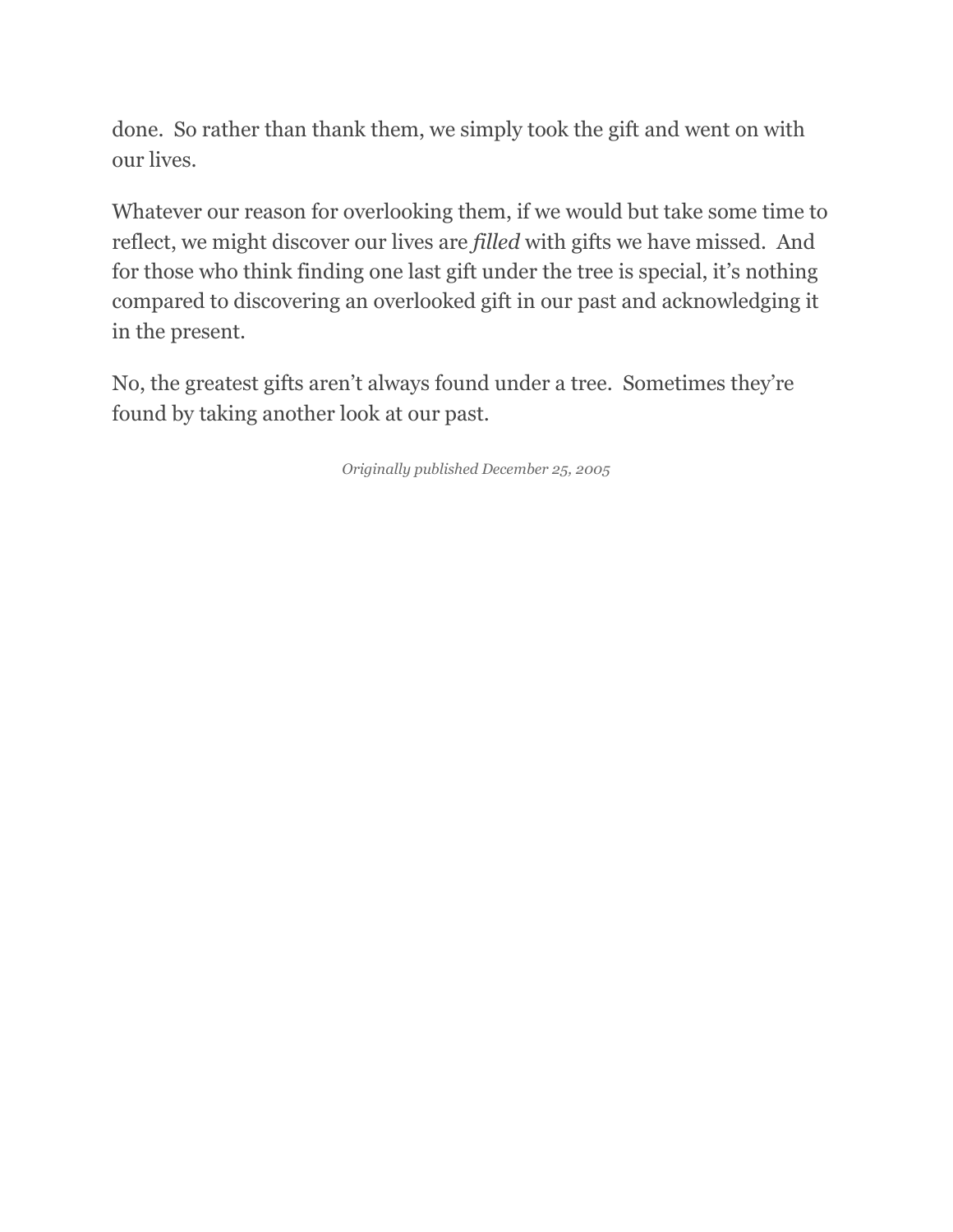done.  So rather than thank them, we simply took the gift and went on with our lives.

Whatever our reason for overlooking them, if we would but take some time to reflect, we might discover our lives are *filled* with gifts we have missed.  And for those who think finding one last gift under the tree is special, it's nothing compared to discovering an overlooked gift in our past and acknowledging it in the present.

No, the greatest gifts aren't always found under a tree.  Sometimes they're found by taking another look at our past.

*Originally published December 25, 2005*